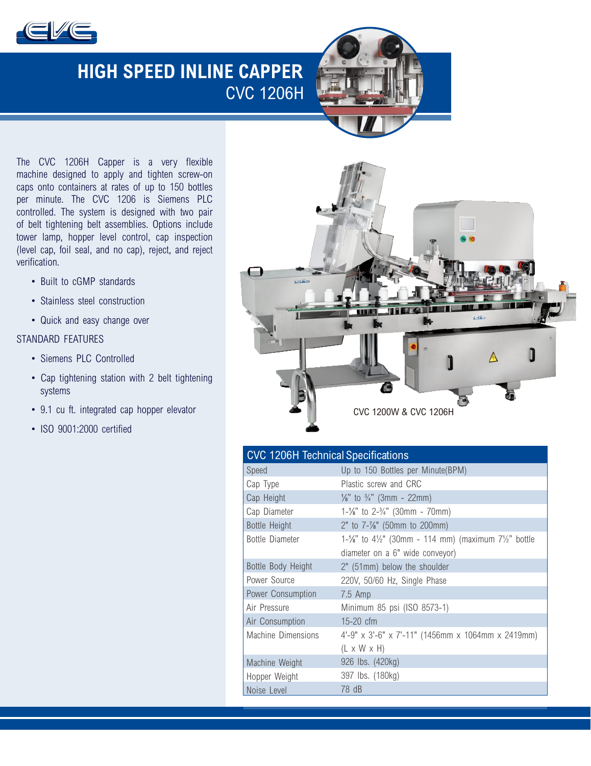# HIGH SPEED INLINE CAPPER

## CVC 1206H

The CVC 1206H Capper is a very flexible machine designed to apply and tighten screw-on caps onto containers at rates of up to 150 bottles per minute. The CVC 1206 is Siemens PLC controlled. The system is designed with two pair of belt tightening belt assemblies. Options include tower lamp, hopper level control, cap inspection (level cap, foil seal, and no cap), reject, and reject verification.

- Built to cGMP standards
- Stainless steel construction
- Quick and easy change over

STANDARD FEATURES

- Siemens PLC Controlled
- Cap tightening station with 2 belt tightening systems
- 9.1 cu ft. integrated cap hopper elevator
- ISO 9001:2000 certified

CVC 1200W & CVC 1206H

| CVC 1206H Technical Specifications | |
|---|---|
| Speed | Up to 150 Bottles per Minute(BPM) |
| Cap Type | Plastic screw and CRC |
| Cap Height | ⅛" to ¾" (3mm - 22mm) |
| Cap Diameter | 1-⅛" to 2-¾" (30mm - 70mm) |
| Bottle Height | 2" to 7-⅞" (50mm to 200mm) |
| Bottle Diameter | 1-⅛" to 4½" (30mm - 114 mm) (maximum 7½" bottle diameter on a 6" wide conveyor) |
| Bottle Body Height | 2" (51mm) below the shoulder |
| Power Source | 220V, 50/60 Hz, Single Phase |
| Power Consumption | 7.5 Amp |
| Air Pressure | Minimum 85 psi (ISO 8573-1) |
| Air Consumption | 15-20 cfm |
| Machine Dimensions | 4'-9" x 3'-6" x 7'-11" (1456mm x 1064mm x 2419mm) (L x W x H) |
| Machine Weight | 926 lbs. (420kg) |
| Hopper Weight | 397 lbs. (180kg) |
| Noise Level | 78 dB |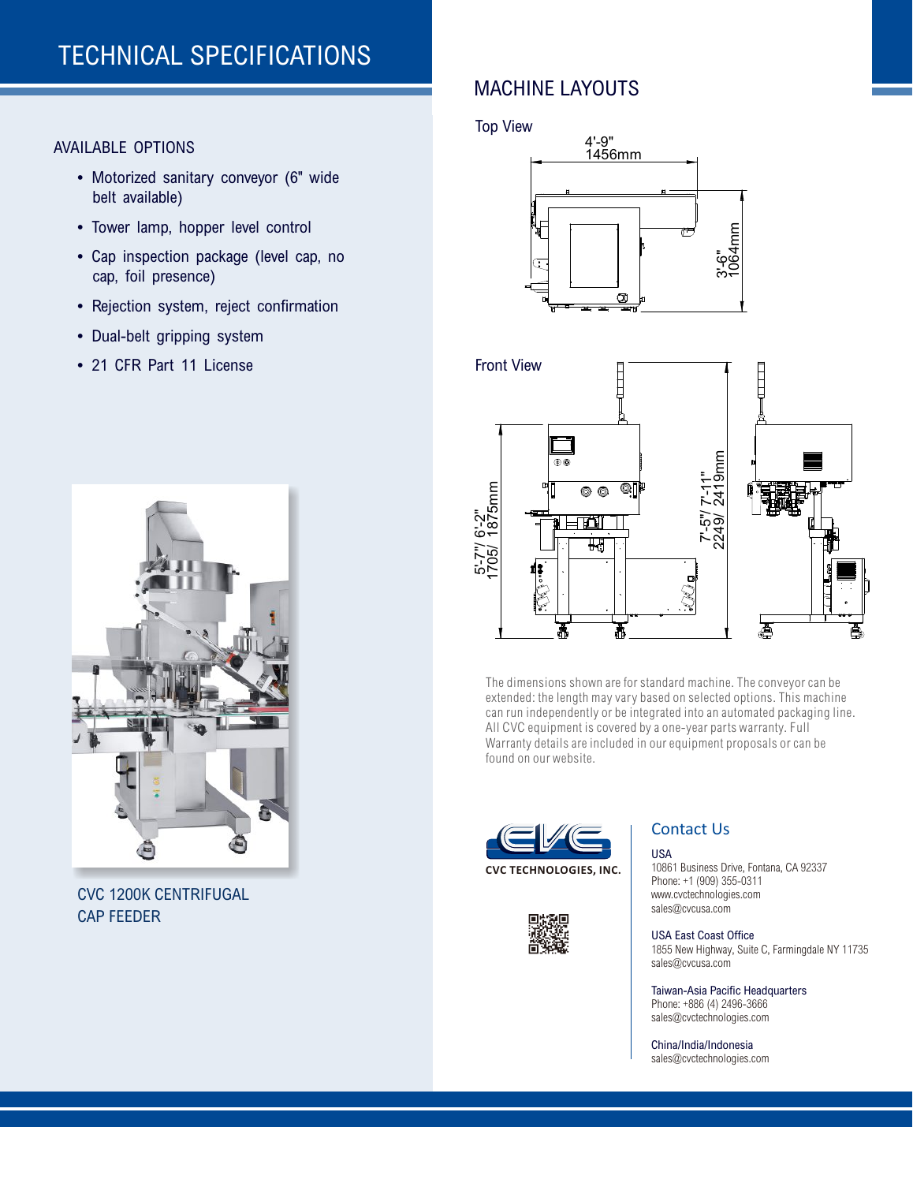# TECHNICAL SPECIFICATIONS

## AVAILABLE OPTIONS

- Motorized sanitary conveyor (6" wide belt available)
- Tower lamp, hopper level control
- Cap inspection package (level cap, no cap, foil presence)
- Rejection system, reject confirmation
- Dual-belt gripping system
- 21 CFR Part 11 License

CVC 1200K CENTRIFUGAL CAP FEEDER

## MACHINE LAYOUTS

Top View

4'-9"
1456mm

3'-6"
1064mm

Front View

5'-7"/ 6'-2"
1705/ 1875mm

7'-5"/ 7'-11"
2249/ 2419mm

The dimensions shown are for standard machine. The conveyor can be extended: the length may vary based on selected options. This machine can run independently or be integrated into an automated packaging line. All CVC equipment is covered by a one-year parts warranty. Full Warranty details are included in our equipment proposals or can be found on our website.

CVC TECHNOLOGIES, INC.

## Contact Us

**USA**
10861 Business Drive, Fontana, CA 92337
Phone: +1 (909) 355-0311
www.cvctechnologies.com
sales@cvcusa.com

**USA East Coast Office**
1855 New Highway, Suite C, Farmingdale NY 11735
sales@cvcusa.com

**Taiwan-Asia Pacific Headquarters**
Phone: +886 (4) 2496-3666
sales@cvctechnologies.com

**China/India/Indonesia**
sales@cvctechnologies.com